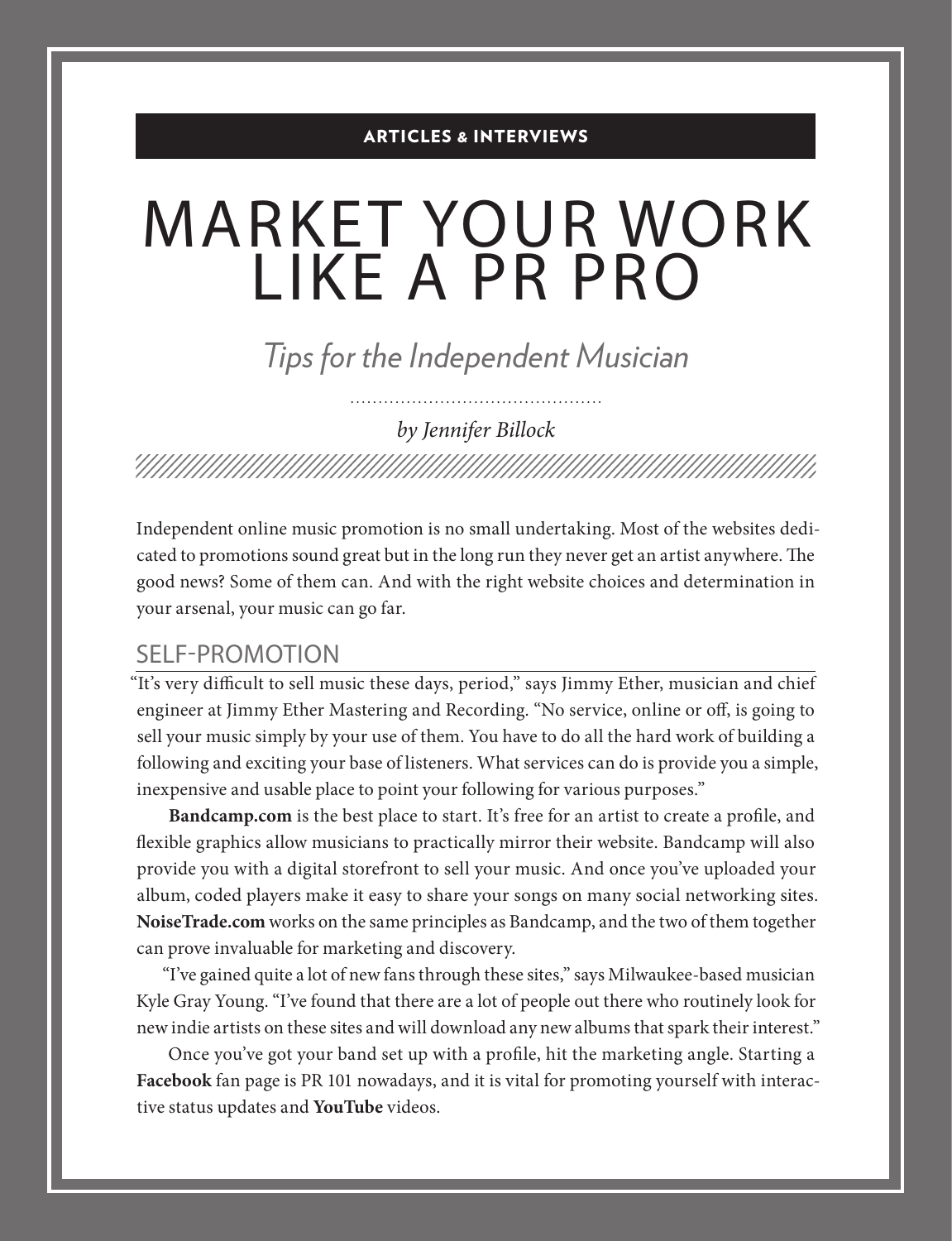ARTICLES & INTERVIEWS

# MARKET YOUR WORK LIKE A PR PRO

*Tips for the Independent Musician*

*by Jennifer Billock*

Independent online music promotion is no small undertaking. Most of the websites dedicated to promotions sound great but in the long run they never get an artist anywhere. The good news? Some of them can. And with the right website choices and determination in your arsenal, your music can go far.

## SELF-PROMOTION

"It's very difficult to sell music these days, period," says Jimmy Ether, musician and chief engineer at Jimmy Ether Mastering and Recording. "No service, online or off, is going to sell your music simply by your use of them. You have to do all the hard work of building a following and exciting your base of listeners. What services can do is provide you a simple, inexpensive and usable place to point your following for various purposes."

**Bandcamp.com** is the best place to start. It's free for an artist to create a profile, and flexible graphics allow musicians to practically mirror their website. Bandcamp will also provide you with a digital storefront to sell your music. And once you've uploaded your album, coded players make it easy to share your songs on many social networking sites. **NoiseTrade.com** works on the same principles as Bandcamp, and the two of them together can prove invaluable for marketing and discovery.

"I've gained quite a lot of new fans through these sites," says Milwaukee-based musician Kyle Gray Young. "I've found that there are a lot of people out there who routinely look for new indie artists on these sites and will download any new albums that spark their interest."

Once you've got your band set up with a profile, hit the marketing angle. Starting a **Facebook** fan page is PR 101 nowadays, and it is vital for promoting yourself with interactive status updates and **YouTube** videos.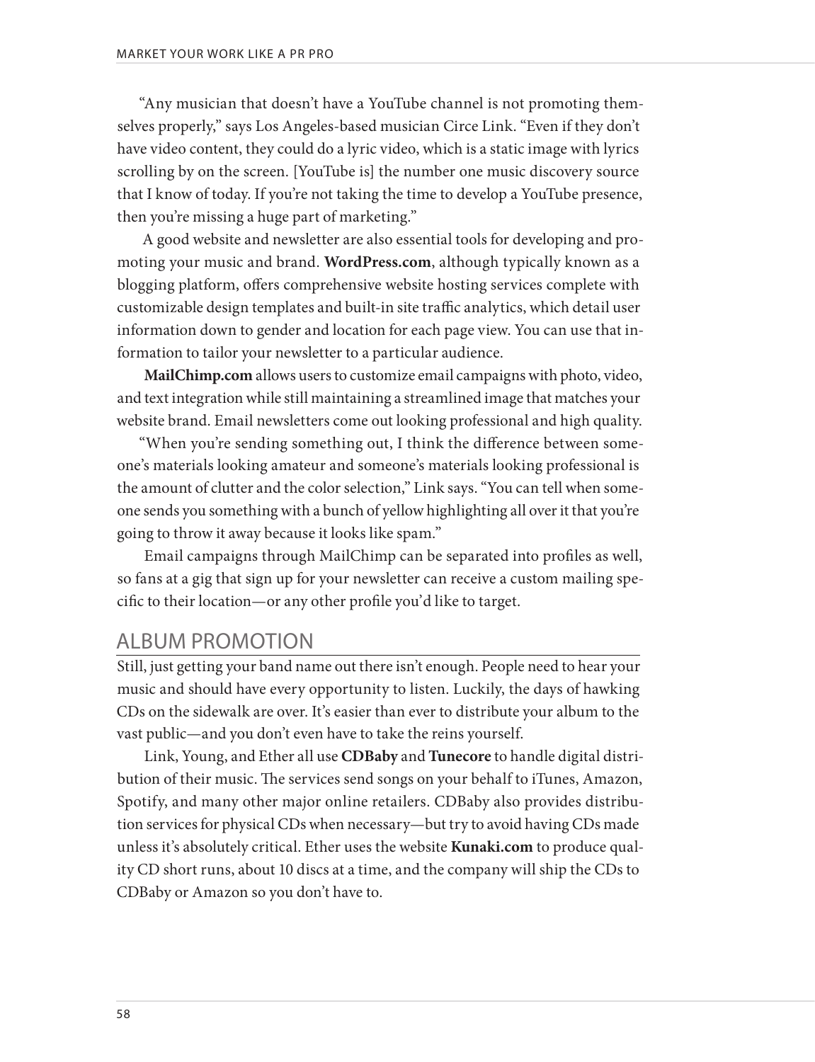"Any musician that doesn't have a YouTube channel is not promoting themselves properly," says Los Angeles-based musician Circe Link. "Even if they don't have video content, they could do a lyric video, which is a static image with lyrics scrolling by on the screen. [YouTube is] the number one music discovery source that I know of today. If you're not taking the time to develop a YouTube presence, then you're missing a huge part of marketing."

A good website and newsletter are also essential tools for developing and promoting your music and brand. **WordPress.com**, although typically known as a blogging platform, offers comprehensive website hosting services complete with customizable design templates and built-in site traffic analytics, which detail user information down to gender and location for each page view. You can use that information to tailor your newsletter to a particular audience.

**MailChimp.com** allows users to customize email campaigns with photo, video, and text integration while still maintaining a streamlined image that matches your website brand. Email newsletters come out looking professional and high quality.

"When you're sending something out, I think the difference between someone's materials looking amateur and someone's materials looking professional is the amount of clutter and the color selection," Link says. "You can tell when someone sends you something with a bunch of yellow highlighting all over it that you're going to throw it away because it looks like spam."

Email campaigns through MailChimp can be separated into profiles as well, so fans at a gig that sign up for your newsletter can receive a custom mailing specific to their location—or any other profile you'd like to target.

## ALBUM PROMOTION

Still, just getting your band name out there isn't enough. People need to hear your music and should have every opportunity to listen. Luckily, the days of hawking CDs on the sidewalk are over. It's easier than ever to distribute your album to the vast public—and you don't even have to take the reins yourself.

Link, Young, and Ether all use **CDBaby** and **Tunecore** to handle digital distribution of their music. The services send songs on your behalf to iTunes, Amazon, Spotify, and many other major online retailers. CDBaby also provides distribution services for physical CDs when necessary—but try to avoid having CDs made unless it's absolutely critical. Ether uses the website **Kunaki.com** to produce quality CD short runs, about 10 discs at a time, and the company will ship the CDs to CDBaby or Amazon so you don't have to.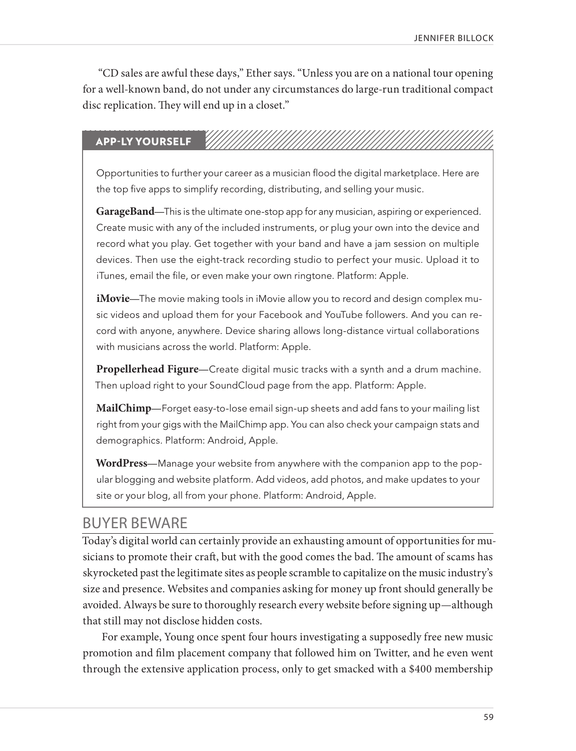"CD sales are awful these days," Ether says. "Unless you are on a national tour opening for a well-known band, do not under any circumstances do large-run traditional compact disc replication. They will end up in a closet."

### APP-LY YOURSELF

Opportunities to further your career as a musician flood the digital marketplace. Here are the top five apps to simplify recording, distributing, and selling your music.

**GarageBand**—This is the ultimate one-stop app for any musician, aspiring or experienced. Create music with any of the included instruments, or plug your own into the device and record what you play. Get together with your band and have a jam session on multiple devices. Then use the eight-track recording studio to perfect your music. Upload it to iTunes, email the file, or even make your own ringtone. Platform: Apple.

**iMovie**—The movie making tools in iMovie allow you to record and design complex music videos and upload them for your Facebook and YouTube followers. And you can record with anyone, anywhere. Device sharing allows long-distance virtual collaborations with musicians across the world. Platform: Apple.

**Propellerhead Figure**—Create digital music tracks with a synth and a drum machine. Then upload right to your SoundCloud page from the app. Platform: Apple.

**MailChimp**—Forget easy-to-lose email sign-up sheets and add fans to your mailing list right from your gigs with the MailChimp app. You can also check your campaign stats and demographics. Platform: Android, Apple.

**WordPress**—Manage your website from anywhere with the companion app to the popular blogging and website platform. Add videos, add photos, and make updates to your site or your blog, all from your phone. Platform: Android, Apple.

## BUYER BEWARE

Today's digital world can certainly provide an exhausting amount of opportunities for musicians to promote their craft, but with the good comes the bad. The amount of scams has skyrocketed past the legitimate sites as people scramble to capitalize on the music industry's size and presence. Websites and companies asking for money up front should generally be avoided. Always be sure to thoroughly research every website before signing up—although that still may not disclose hidden costs.

For example, Young once spent four hours investigating a supposedly free new music promotion and film placement company that followed him on Twitter, and he even went through the extensive application process, only to get smacked with a $400 membership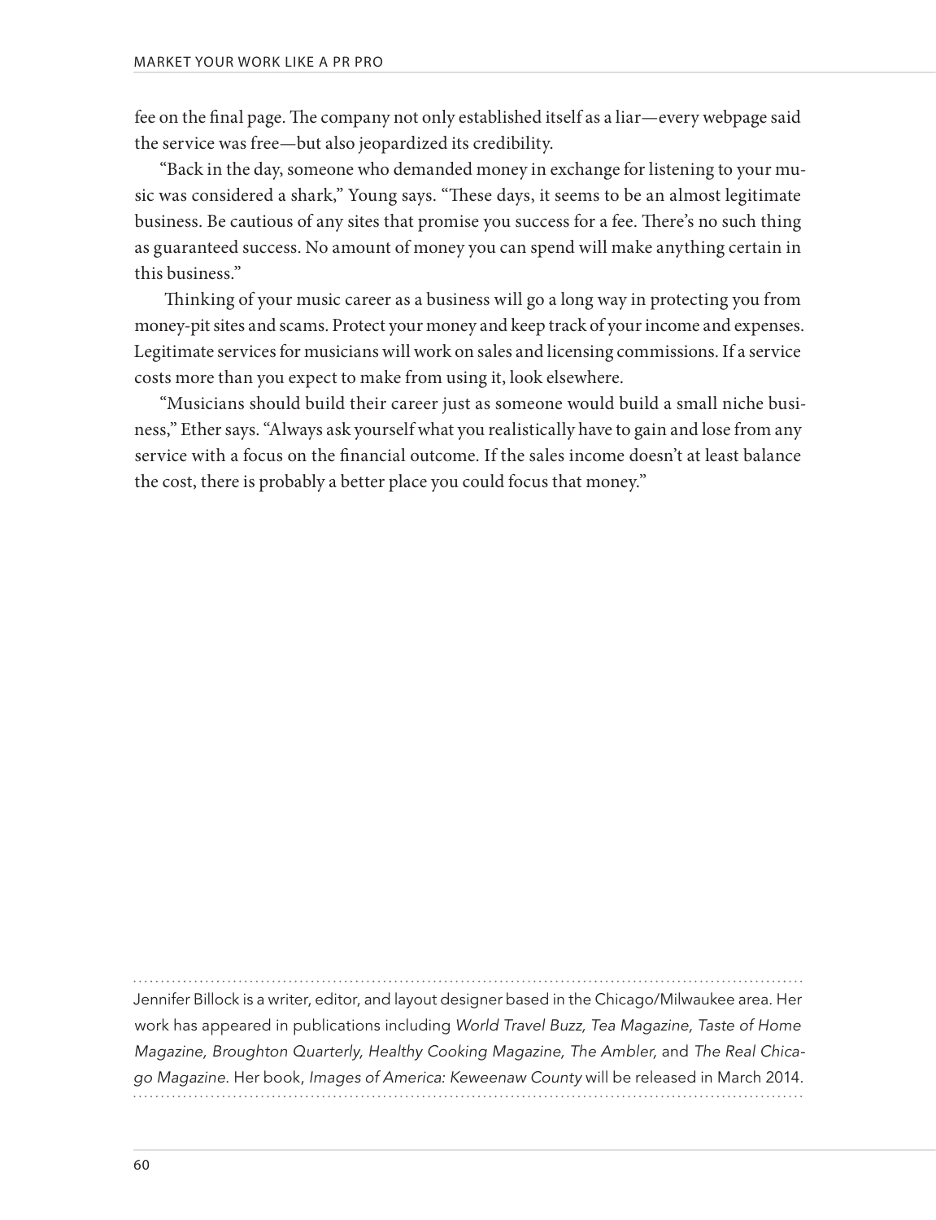fee on the final page. The company not only established itself as a liar—every webpage said the service was free—but also jeopardized its credibility.

"Back in the day, someone who demanded money in exchange for listening to your music was considered a shark," Young says. "These days, it seems to be an almost legitimate business. Be cautious of any sites that promise you success for a fee. There's no such thing as guaranteed success. No amount of money you can spend will make anything certain in this business."

Thinking of your music career as a business will go a long way in protecting you from money-pit sites and scams. Protect your money and keep track of your income and expenses. Legitimate services for musicians will work on sales and licensing commissions. If a service costs more than you expect to make from using it, look elsewhere.

"Musicians should build their career just as someone would build a small niche business," Ether says. "Always ask yourself what you realistically have to gain and lose from any service with a focus on the financial outcome. If the sales income doesn't at least balance the cost, there is probably a better place you could focus that money."

---

Jennifer Billock is a writer, editor, and layout designer based in the Chicago/Milwaukee area. Her work has appeared in publications including *World Travel Buzz, Tea Magazine, Taste of Home Magazine, Broughton Quarterly, Healthy Cooking Magazine, The Ambler,* and *The Real Chicago Magazine*. Her book, *Images of America: Keweenaw County* will be released in March 2014.

---